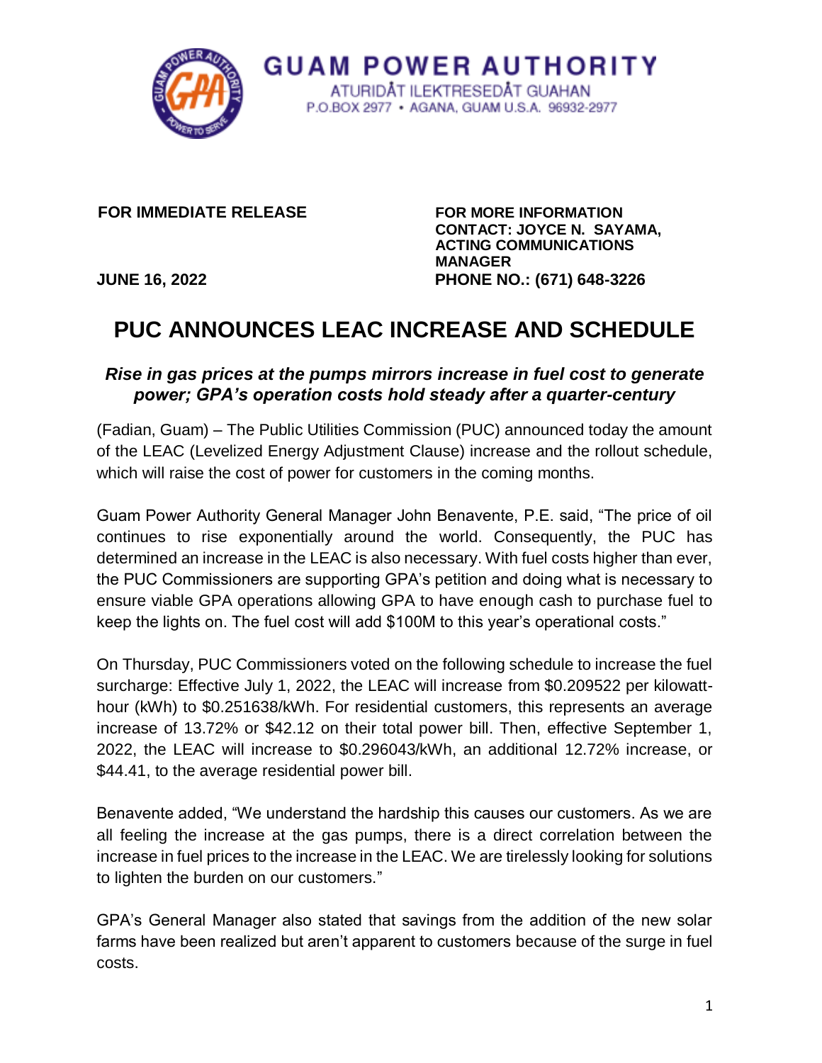**GUAM POWER AUTHORITY**
ATURIDÅT ILEKTRESEDÅT GUAHAN
P.O.BOX 2977 • AGANA, GUAM U.S.A. 96932-2977

**FOR IMMEDIATE RELEASE**

**JUNE 16, 2022**

**FOR MORE INFORMATION**
**CONTACT: JOYCE N. SAYAMA, ACTING COMMUNICATIONS MANAGER**
**PHONE NO.: (671) 648-3226**

# PUC ANNOUNCES LEAC INCREASE AND SCHEDULE

***Rise in gas prices at the pumps mirrors increase in fuel cost to generate power; GPA's operation costs hold steady after a quarter-century***

(Fadian, Guam) – The Public Utilities Commission (PUC) announced today the amount of the LEAC (Levelized Energy Adjustment Clause) increase and the rollout schedule, which will raise the cost of power for customers in the coming months.

Guam Power Authority General Manager John Benavente, P.E. said, "The price of oil continues to rise exponentially around the world. Consequently, the PUC has determined an increase in the LEAC is also necessary. With fuel costs higher than ever, the PUC Commissioners are supporting GPA's petition and doing what is necessary to ensure viable GPA operations allowing GPA to have enough cash to purchase fuel to keep the lights on. The fuel cost will add $100M to this year's operational costs."

On Thursday, PUC Commissioners voted on the following schedule to increase the fuel surcharge: Effective July 1, 2022, the LEAC will increase from $0.209522 per kilowatt-hour (kWh) to $0.251638/kWh. For residential customers, this represents an average increase of 13.72% or $42.12 on their total power bill. Then, effective September 1, 2022, the LEAC will increase to $0.296043/kWh, an additional 12.72% increase, or $44.41, to the average residential power bill.

Benavente added, "We understand the hardship this causes our customers. As we are all feeling the increase at the gas pumps, there is a direct correlation between the increase in fuel prices to the increase in the LEAC. We are tirelessly looking for solutions to lighten the burden on our customers."

GPA's General Manager also stated that savings from the addition of the new solar farms have been realized but aren't apparent to customers because of the surge in fuel costs.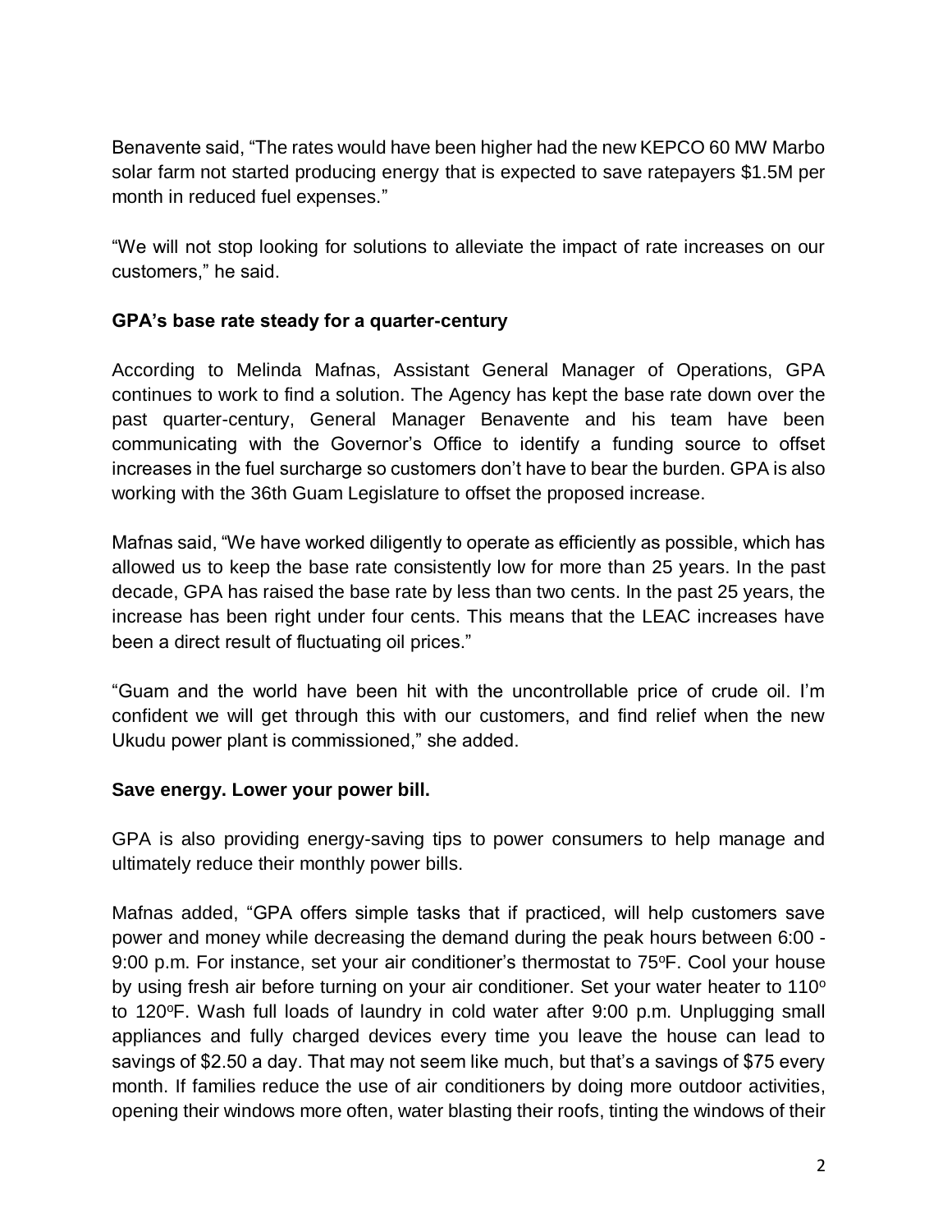Benavente said, "The rates would have been higher had the new KEPCO 60 MW Marbo solar farm not started producing energy that is expected to save ratepayers $1.5M per month in reduced fuel expenses."

"We will not stop looking for solutions to alleviate the impact of rate increases on our customers," he said.

**GPA's base rate steady for a quarter-century**

According to Melinda Mafnas, Assistant General Manager of Operations, GPA continues to work to find a solution. The Agency has kept the base rate down over the past quarter-century, General Manager Benavente and his team have been communicating with the Governor's Office to identify a funding source to offset increases in the fuel surcharge so customers don't have to bear the burden. GPA is also working with the 36th Guam Legislature to offset the proposed increase.

Mafnas said, "We have worked diligently to operate as efficiently as possible, which has allowed us to keep the base rate consistently low for more than 25 years. In the past decade, GPA has raised the base rate by less than two cents. In the past 25 years, the increase has been right under four cents. This means that the LEAC increases have been a direct result of fluctuating oil prices."

"Guam and the world have been hit with the uncontrollable price of crude oil. I'm confident we will get through this with our customers, and find relief when the new Ukudu power plant is commissioned," she added.

**Save energy. Lower your power bill.**

GPA is also providing energy-saving tips to power consumers to help manage and ultimately reduce their monthly power bills.

Mafnas added, "GPA offers simple tasks that if practiced, will help customers save power and money while decreasing the demand during the peak hours between 6:00 - 9:00 p.m. For instance, set your air conditioner's thermostat to 75°F. Cool your house by using fresh air before turning on your air conditioner. Set your water heater to 110° to 120°F. Wash full loads of laundry in cold water after 9:00 p.m. Unplugging small appliances and fully charged devices every time you leave the house can lead to savings of $2.50 a day. That may not seem like much, but that's a savings of $75 every month. If families reduce the use of air conditioners by doing more outdoor activities, opening their windows more often, water blasting their roofs, tinting the windows of their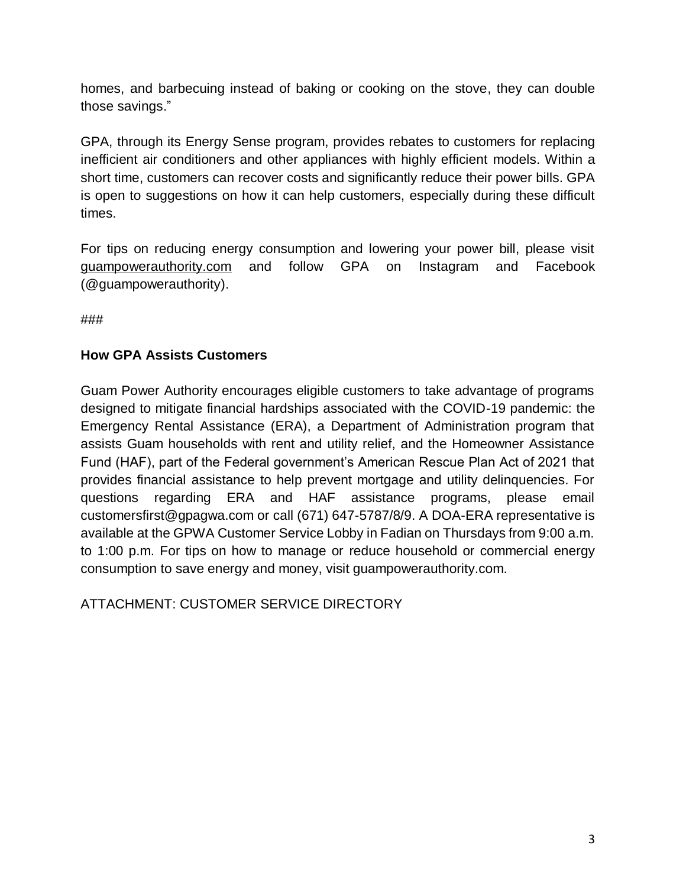homes, and barbecuing instead of baking or cooking on the stove, they can double those savings."

GPA, through its Energy Sense program, provides rebates to customers for replacing inefficient air conditioners and other appliances with highly efficient models. Within a short time, customers can recover costs and significantly reduce their power bills. GPA is open to suggestions on how it can help customers, especially during these difficult times.

For tips on reducing energy consumption and lowering your power bill, please visit guampowerauthority.com and follow GPA on Instagram and Facebook (@guampowerauthority).

###

**How GPA Assists Customers**

Guam Power Authority encourages eligible customers to take advantage of programs designed to mitigate financial hardships associated with the COVID-19 pandemic: the Emergency Rental Assistance (ERA), a Department of Administration program that assists Guam households with rent and utility relief, and the Homeowner Assistance Fund (HAF), part of the Federal government's American Rescue Plan Act of 2021 that provides financial assistance to help prevent mortgage and utility delinquencies. For questions regarding ERA and HAF assistance programs, please email customersfirst@gpagwa.com or call (671) 647-5787/8/9. A DOA-ERA representative is available at the GPWA Customer Service Lobby in Fadian on Thursdays from 9:00 a.m. to 1:00 p.m. For tips on how to manage or reduce household or commercial energy consumption to save energy and money, visit guampowerauthority.com.

ATTACHMENT: CUSTOMER SERVICE DIRECTORY